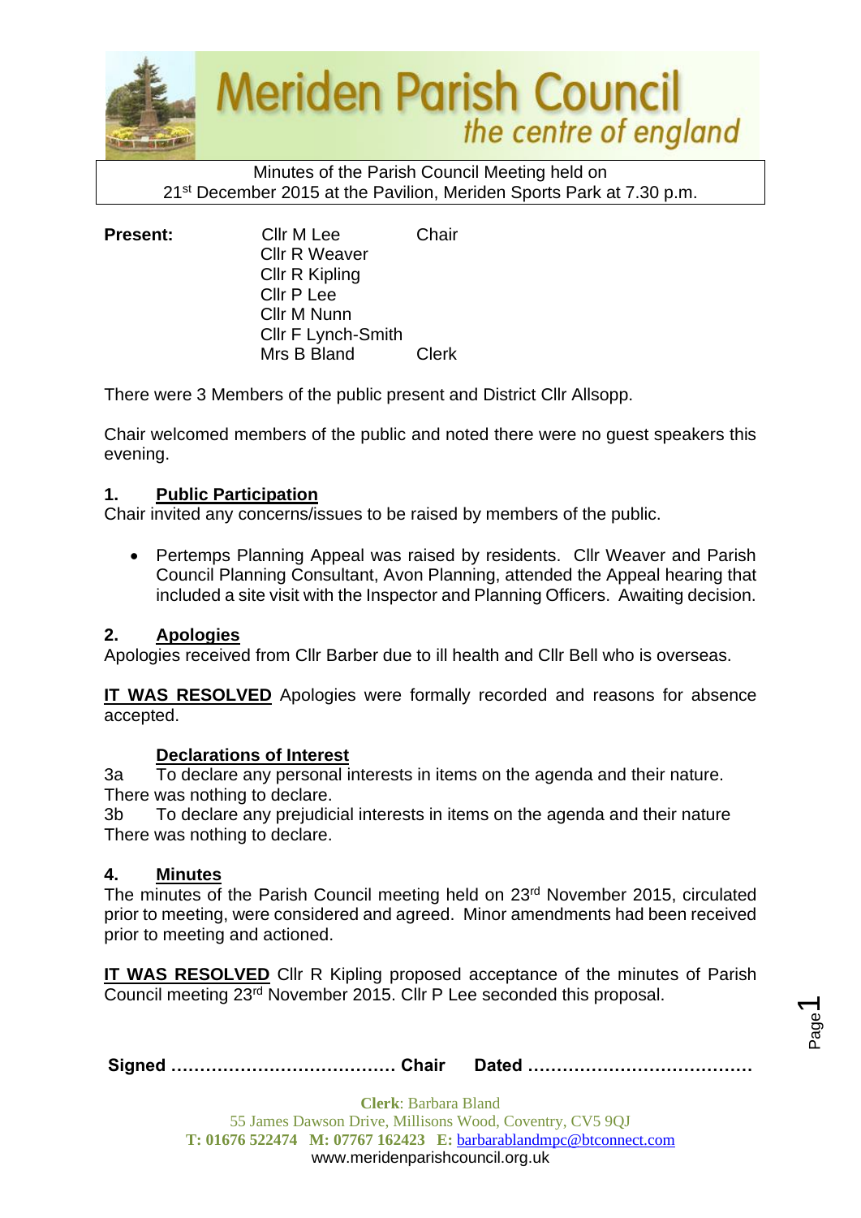# Meriden Parish Council

*the centre of england*

Minutes of the Parish Council Meeting held on
21st December 2015 at the Pavilion, Meriden Sports Park at 7.30 p.m.

| **Present:** | Cllr M Lee | Chair |
|---|---|---|
| | Cllr R Weaver | |
| | Cllr R Kipling | |
| | Cllr P Lee | |
| | Cllr M Nunn | |
| | Cllr F Lynch-Smith | |
| | Mrs B Bland | Clerk |

There were 3 Members of the public present and District Cllr Allsopp.

Chair welcomed members of the public and noted there were no guest speakers this evening.

## 1. Public Participation

Chair invited any concerns/issues to be raised by members of the public.

- Pertemps Planning Appeal was raised by residents. Cllr Weaver and Parish Council Planning Consultant, Avon Planning, attended the Appeal hearing that included a site visit with the Inspector and Planning Officers. Awaiting decision.

## 2. Apologies

Apologies received from Cllr Barber due to ill health and Cllr Bell who is overseas.

**IT WAS RESOLVED** Apologies were formally recorded and reasons for absence accepted.

## Declarations of Interest

3a To declare any personal interests in items on the agenda and their nature.
There was nothing to declare.

3b To declare any prejudicial interests in items on the agenda and their nature
There was nothing to declare.

## 4. Minutes

The minutes of the Parish Council meeting held on 23rd November 2015, circulated prior to meeting, were considered and agreed. Minor amendments had been received prior to meeting and actioned.

**IT WAS RESOLVED** Cllr R Kipling proposed acceptance of the minutes of Parish Council meeting 23rd November 2015. Cllr P Lee seconded this proposal.

**Signed ………………………………… Chair Dated …………………………………**

**Clerk**: Barbara Bland
55 James Dawson Drive, Millisons Wood, Coventry, CV5 9QJ
**T: 01676 522474 M: 07767 162423 E:** barbarablandmpc@btconnect.com
www.meridenparishcouncil.org.uk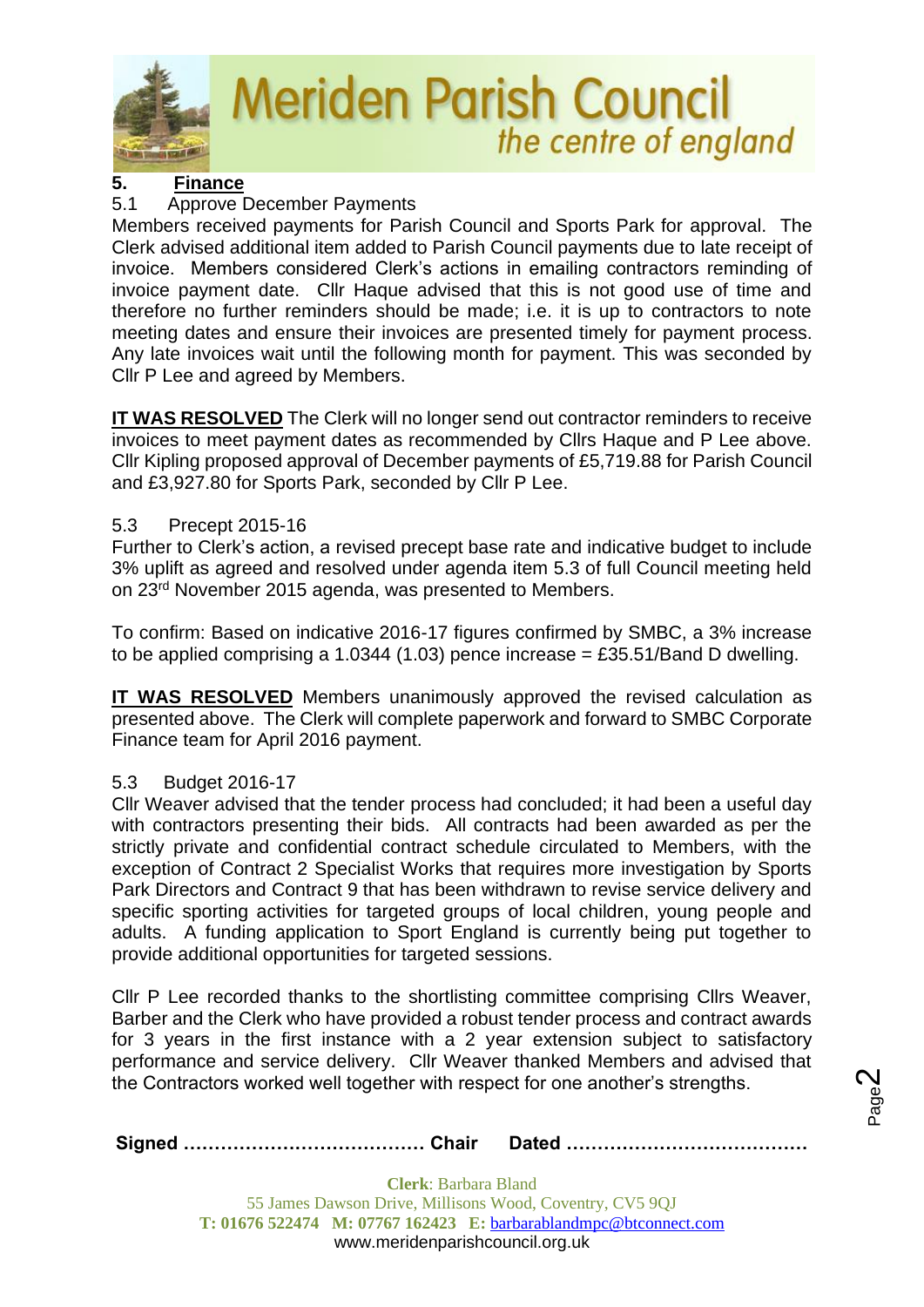## 5. Finance

5.1 Approve December Payments

Members received payments for Parish Council and Sports Park for approval. The Clerk advised additional item added to Parish Council payments due to late receipt of invoice. Members considered Clerk's actions in emailing contractors reminding of invoice payment date. Cllr Haque advised that this is not good use of time and therefore no further reminders should be made; i.e. it is up to contractors to note meeting dates and ensure their invoices are presented timely for payment process. Any late invoices wait until the following month for payment. This was seconded by Cllr P Lee and agreed by Members.

**IT WAS RESOLVED** The Clerk will no longer send out contractor reminders to receive invoices to meet payment dates as recommended by Cllrs Haque and P Lee above. Cllr Kipling proposed approval of December payments of £5,719.88 for Parish Council and £3,927.80 for Sports Park, seconded by Cllr P Lee.

5.3 Precept 2015-16

Further to Clerk's action, a revised precept base rate and indicative budget to include 3% uplift as agreed and resolved under agenda item 5.3 of full Council meeting held on 23rd November 2015 agenda, was presented to Members.

To confirm: Based on indicative 2016-17 figures confirmed by SMBC, a 3% increase to be applied comprising a 1.0344 (1.03) pence increase = £35.51/Band D dwelling.

**IT WAS RESOLVED** Members unanimously approved the revised calculation as presented above. The Clerk will complete paperwork and forward to SMBC Corporate Finance team for April 2016 payment.

5.3 Budget 2016-17

Cllr Weaver advised that the tender process had concluded; it had been a useful day with contractors presenting their bids. All contracts had been awarded as per the strictly private and confidential contract schedule circulated to Members, with the exception of Contract 2 Specialist Works that requires more investigation by Sports Park Directors and Contract 9 that has been withdrawn to revise service delivery and specific sporting activities for targeted groups of local children, young people and adults. A funding application to Sport England is currently being put together to provide additional opportunities for targeted sessions.

Cllr P Lee recorded thanks to the shortlisting committee comprising Cllrs Weaver, Barber and the Clerk who have provided a robust tender process and contract awards for 3 years in the first instance with a 2 year extension subject to satisfactory performance and service delivery. Cllr Weaver thanked Members and advised that the Contractors worked well together with respect for one another's strengths.

**Signed** ………………………………… **Chair** **Dated** …………………………………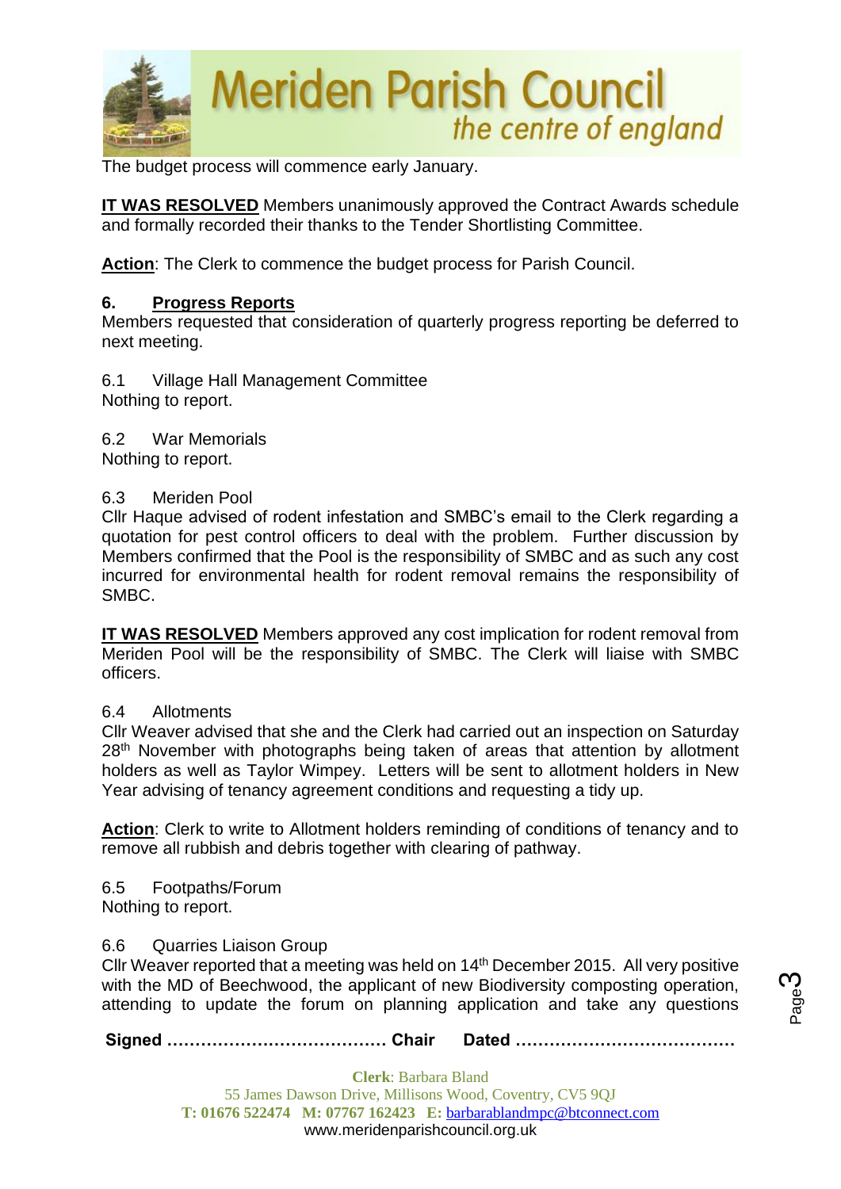The budget process will commence early January.

**IT WAS RESOLVED** Members unanimously approved the Contract Awards schedule and formally recorded their thanks to the Tender Shortlisting Committee.

**Action**: The Clerk to commence the budget process for Parish Council.

## 6. Progress Reports

Members requested that consideration of quarterly progress reporting be deferred to next meeting.

6.1 Village Hall Management Committee
Nothing to report.

6.2 War Memorials
Nothing to report.

6.3 Meriden Pool
Cllr Haque advised of rodent infestation and SMBC's email to the Clerk regarding a quotation for pest control officers to deal with the problem. Further discussion by Members confirmed that the Pool is the responsibility of SMBC and as such any cost incurred for environmental health for rodent removal remains the responsibility of SMBC.

**IT WAS RESOLVED** Members approved any cost implication for rodent removal from Meriden Pool will be the responsibility of SMBC. The Clerk will liaise with SMBC officers.

6.4 Allotments
Cllr Weaver advised that she and the Clerk had carried out an inspection on Saturday 28th November with photographs being taken of areas that attention by allotment holders as well as Taylor Wimpey. Letters will be sent to allotment holders in New Year advising of tenancy agreement conditions and requesting a tidy up.

**Action**: Clerk to write to Allotment holders reminding of conditions of tenancy and to remove all rubbish and debris together with clearing of pathway.

6.5 Footpaths/Forum
Nothing to report.

6.6 Quarries Liaison Group
Cllr Weaver reported that a meeting was held on 14th December 2015. All very positive with the MD of Beechwood, the applicant of new Biodiversity composting operation, attending to update the forum on planning application and take any questions

**Signed ………………………………… Chair Dated …………………………………**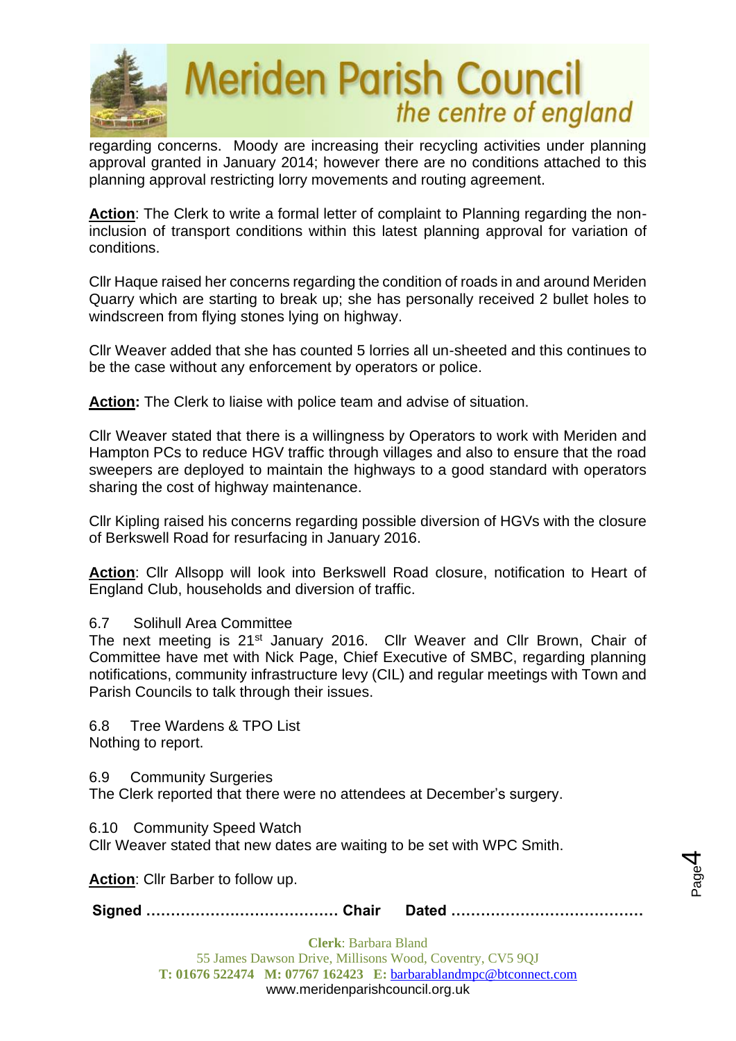regarding concerns. Moody are increasing their recycling activities under planning approval granted in January 2014; however there are no conditions attached to this planning approval restricting lorry movements and routing agreement.

**Action**: The Clerk to write a formal letter of complaint to Planning regarding the non-inclusion of transport conditions within this latest planning approval for variation of conditions.

Cllr Haque raised her concerns regarding the condition of roads in and around Meriden Quarry which are starting to break up; she has personally received 2 bullet holes to windscreen from flying stones lying on highway.

Cllr Weaver added that she has counted 5 lorries all un-sheeted and this continues to be the case without any enforcement by operators or police.

**Action:** The Clerk to liaise with police team and advise of situation.

Cllr Weaver stated that there is a willingness by Operators to work with Meriden and Hampton PCs to reduce HGV traffic through villages and also to ensure that the road sweepers are deployed to maintain the highways to a good standard with operators sharing the cost of highway maintenance.

Cllr Kipling raised his concerns regarding possible diversion of HGVs with the closure of Berkswell Road for resurfacing in January 2016.

**Action**: Cllr Allsopp will look into Berkswell Road closure, notification to Heart of England Club, households and diversion of traffic.

6.7 Solihull Area Committee

The next meeting is 21st January 2016. Cllr Weaver and Cllr Brown, Chair of Committee have met with Nick Page, Chief Executive of SMBC, regarding planning notifications, community infrastructure levy (CIL) and regular meetings with Town and Parish Councils to talk through their issues.

6.8 Tree Wardens & TPO List

Nothing to report.

6.9 Community Surgeries

The Clerk reported that there were no attendees at December's surgery.

6.10 Community Speed Watch

Cllr Weaver stated that new dates are waiting to be set with WPC Smith.

**Action**: Cllr Barber to follow up.

**Signed ………………………………… Chair Dated …………………………………**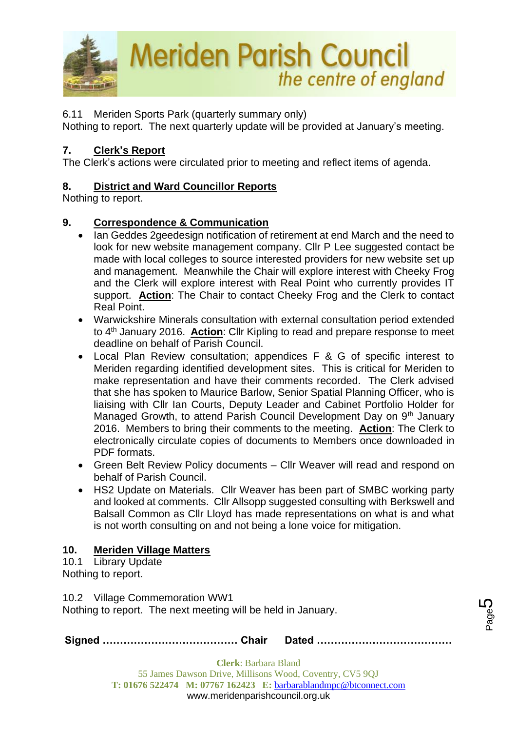6.11 Meriden Sports Park (quarterly summary only)
Nothing to report. The next quarterly update will be provided at January's meeting.

## 7. Clerk's Report

The Clerk's actions were circulated prior to meeting and reflect items of agenda.

## 8. District and Ward Councillor Reports

Nothing to report.

## 9. Correspondence & Communication

- Ian Geddes 2geedesign notification of retirement at end March and the need to look for new website management company. Cllr P Lee suggested contact be made with local colleges to source interested providers for new website set up and management. Meanwhile the Chair will explore interest with Cheeky Frog and the Clerk will explore interest with Real Point who currently provides IT support. **Action**: The Chair to contact Cheeky Frog and the Clerk to contact Real Point.
- Warwickshire Minerals consultation with external consultation period extended to 4th January 2016. **Action**: Cllr Kipling to read and prepare response to meet deadline on behalf of Parish Council.
- Local Plan Review consultation; appendices F & G of specific interest to Meriden regarding identified development sites. This is critical for Meriden to make representation and have their comments recorded. The Clerk advised that she has spoken to Maurice Barlow, Senior Spatial Planning Officer, who is liaising with Cllr Ian Courts, Deputy Leader and Cabinet Portfolio Holder for Managed Growth, to attend Parish Council Development Day on 9th January 2016. Members to bring their comments to the meeting. **Action**: The Clerk to electronically circulate copies of documents to Members once downloaded in PDF formats.
- Green Belt Review Policy documents – Cllr Weaver will read and respond on behalf of Parish Council.
- HS2 Update on Materials. Cllr Weaver has been part of SMBC working party and looked at comments. Cllr Allsopp suggested consulting with Berkswell and Balsall Common as Cllr Lloyd has made representations on what is and what is not worth consulting on and not being a lone voice for mitigation.

## 10. Meriden Village Matters

10.1 Library Update
Nothing to report.

10.2 Village Commemoration WW1
Nothing to report. The next meeting will be held in January.

**Signed ………………………………… Chair Dated …………………………………**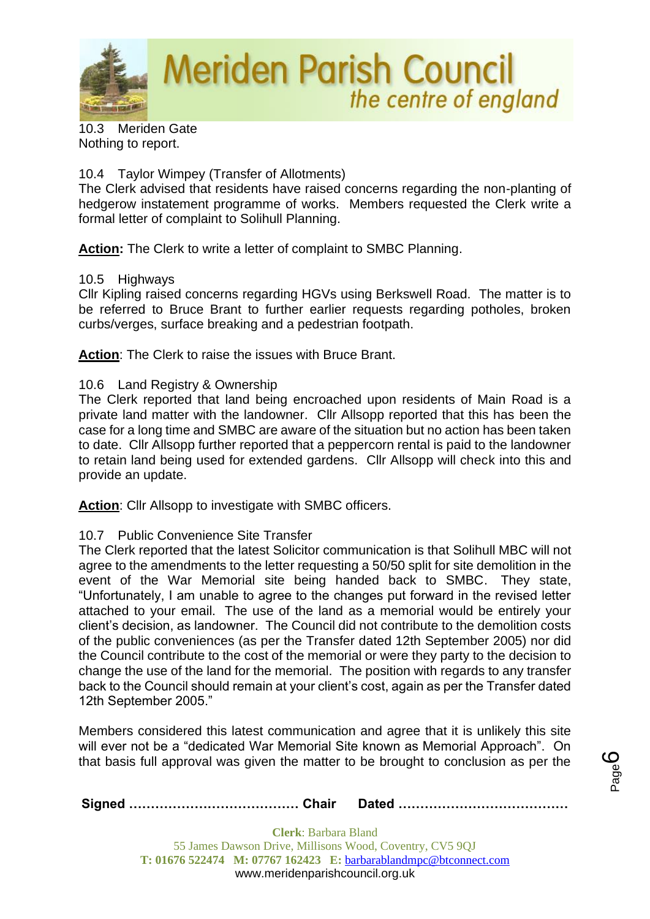10.3 Meriden Gate
Nothing to report.

10.4 Taylor Wimpey (Transfer of Allotments)
The Clerk advised that residents have raised concerns regarding the non-planting of hedgerow instatement programme of works. Members requested the Clerk write a formal letter of complaint to Solihull Planning.

**Action:** The Clerk to write a letter of complaint to SMBC Planning.

10.5 Highways
Cllr Kipling raised concerns regarding HGVs using Berkswell Road. The matter is to be referred to Bruce Brant to further earlier requests regarding potholes, broken curbs/verges, surface breaking and a pedestrian footpath.

**Action**: The Clerk to raise the issues with Bruce Brant.

10.6 Land Registry & Ownership
The Clerk reported that land being encroached upon residents of Main Road is a private land matter with the landowner. Cllr Allsopp reported that this has been the case for a long time and SMBC are aware of the situation but no action has been taken to date. Cllr Allsopp further reported that a peppercorn rental is paid to the landowner to retain land being used for extended gardens. Cllr Allsopp will check into this and provide an update.

**Action**: Cllr Allsopp to investigate with SMBC officers.

10.7 Public Convenience Site Transfer
The Clerk reported that the latest Solicitor communication is that Solihull MBC will not agree to the amendments to the letter requesting a 50/50 split for site demolition in the event of the War Memorial site being handed back to SMBC. They state, "Unfortunately, I am unable to agree to the changes put forward in the revised letter attached to your email. The use of the land as a memorial would be entirely your client's decision, as landowner. The Council did not contribute to the demolition costs of the public conveniences (as per the Transfer dated 12th September 2005) nor did the Council contribute to the cost of the memorial or were they party to the decision to change the use of the land for the memorial. The position with regards to any transfer back to the Council should remain at your client's cost, again as per the Transfer dated 12th September 2005."

Members considered this latest communication and agree that it is unlikely this site will ever not be a "dedicated War Memorial Site known as Memorial Approach". On that basis full approval was given the matter to be brought to conclusion as per the

**Signed ………………………………… Chair Dated …………………………………**

**Clerk**: Barbara Bland
55 James Dawson Drive, Millisons Wood, Coventry, CV5 9QJ
**T: 01676 522474 M: 07767 162423 E:** barbarablandmpc@btconnect.com
www.meridenparishcouncil.org.uk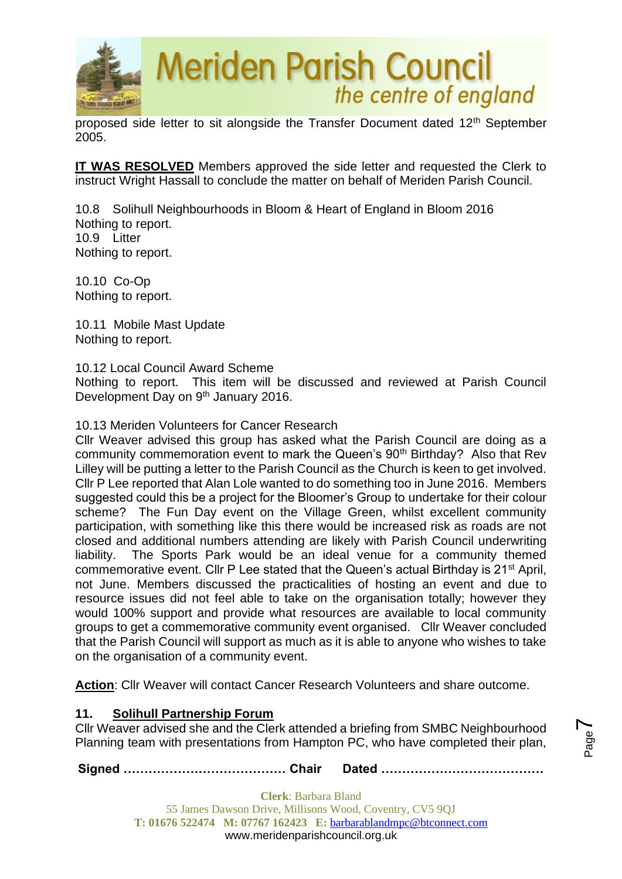proposed side letter to sit alongside the Transfer Document dated 12th September 2005.

**IT WAS RESOLVED** Members approved the side letter and requested the Clerk to instruct Wright Hassall to conclude the matter on behalf of Meriden Parish Council.

10.8 Solihull Neighbourhoods in Bloom & Heart of England in Bloom 2016
Nothing to report.
10.9 Litter
Nothing to report.

10.10 Co-Op
Nothing to report.

10.11 Mobile Mast Update
Nothing to report.

10.12 Local Council Award Scheme
Nothing to report. This item will be discussed and reviewed at Parish Council Development Day on 9th January 2016.

10.13 Meriden Volunteers for Cancer Research
Cllr Weaver advised this group has asked what the Parish Council are doing as a community commemoration event to mark the Queen's 90th Birthday? Also that Rev Lilley will be putting a letter to the Parish Council as the Church is keen to get involved. Cllr P Lee reported that Alan Lole wanted to do something too in June 2016. Members suggested could this be a project for the Bloomer's Group to undertake for their colour scheme? The Fun Day event on the Village Green, whilst excellent community participation, with something like this there would be increased risk as roads are not closed and additional numbers attending are likely with Parish Council underwriting liability. The Sports Park would be an ideal venue for a community themed commemorative event. Cllr P Lee stated that the Queen's actual Birthday is 21st April, not June. Members discussed the practicalities of hosting an event and due to resource issues did not feel able to take on the organisation totally; however they would 100% support and provide what resources are available to local community groups to get a commemorative community event organised. Cllr Weaver concluded that the Parish Council will support as much as it is able to anyone who wishes to take on the organisation of a community event.

**Action**: Cllr Weaver will contact Cancer Research Volunteers and share outcome.

## 11. Solihull Partnership Forum

Cllr Weaver advised she and the Clerk attended a briefing from SMBC Neighbourhood Planning team with presentations from Hampton PC, who have completed their plan,

**Signed ………………………………… Chair Dated …………………………………**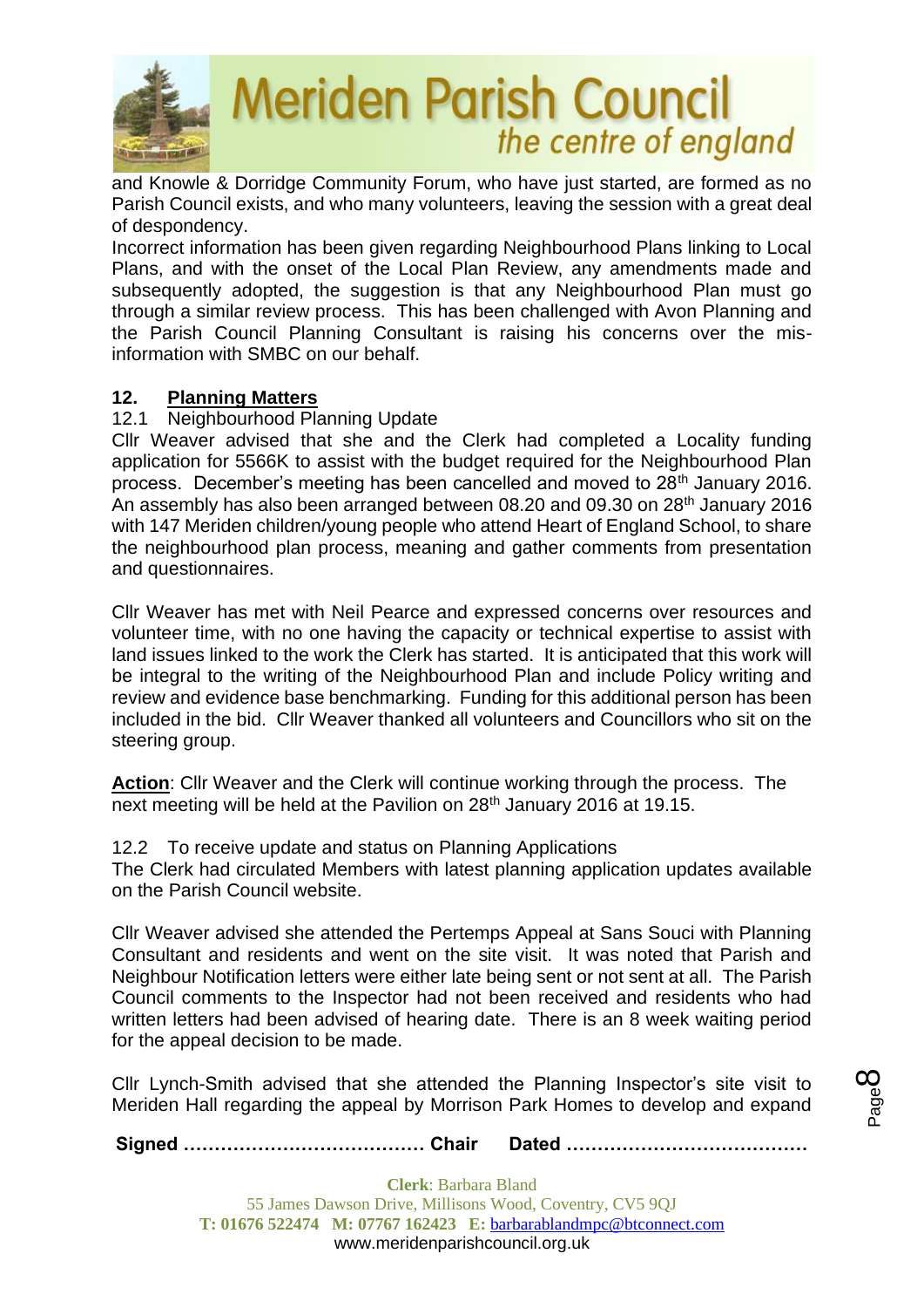and Knowle & Dorridge Community Forum, who have just started, are formed as no Parish Council exists, and who many volunteers, leaving the session with a great deal of despondency.

Incorrect information has been given regarding Neighbourhood Plans linking to Local Plans, and with the onset of the Local Plan Review, any amendments made and subsequently adopted, the suggestion is that any Neighbourhood Plan must go through a similar review process. This has been challenged with Avon Planning and the Parish Council Planning Consultant is raising his concerns over the mis-information with SMBC on our behalf.

**12. Planning Matters**

12.1 Neighbourhood Planning Update

Cllr Weaver advised that she and the Clerk had completed a Locality funding application for 5566K to assist with the budget required for the Neighbourhood Plan process. December's meeting has been cancelled and moved to 28th January 2016. An assembly has also been arranged between 08.20 and 09.30 on 28th January 2016 with 147 Meriden children/young people who attend Heart of England School, to share the neighbourhood plan process, meaning and gather comments from presentation and questionnaires.

Cllr Weaver has met with Neil Pearce and expressed concerns over resources and volunteer time, with no one having the capacity or technical expertise to assist with land issues linked to the work the Clerk has started. It is anticipated that this work will be integral to the writing of the Neighbourhood Plan and include Policy writing and review and evidence base benchmarking. Funding for this additional person has been included in the bid. Cllr Weaver thanked all volunteers and Councillors who sit on the steering group.

**Action**: Cllr Weaver and the Clerk will continue working through the process. The next meeting will be held at the Pavilion on 28th January 2016 at 19.15.

12.2 To receive update and status on Planning Applications

The Clerk had circulated Members with latest planning application updates available on the Parish Council website.

Cllr Weaver advised she attended the Pertemps Appeal at Sans Souci with Planning Consultant and residents and went on the site visit. It was noted that Parish and Neighbour Notification letters were either late being sent or not sent at all. The Parish Council comments to the Inspector had not been received and residents who had written letters had been advised of hearing date. There is an 8 week waiting period for the appeal decision to be made.

Cllr Lynch-Smith advised that she attended the Planning Inspector's site visit to Meriden Hall regarding the appeal by Morrison Park Homes to develop and expand

**Signed ………………………………… Chair Dated …………………………………**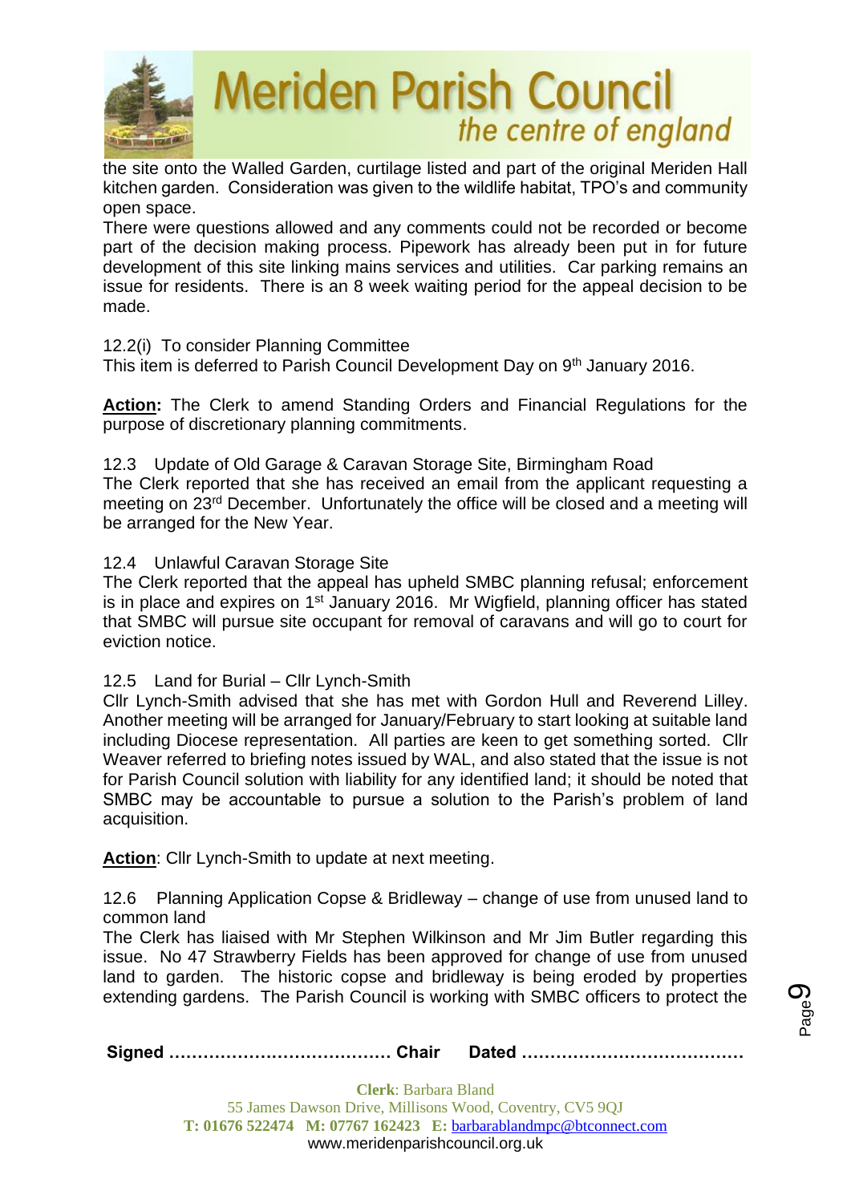the site onto the Walled Garden, curtilage listed and part of the original Meriden Hall kitchen garden. Consideration was given to the wildlife habitat, TPO's and community open space.
There were questions allowed and any comments could not be recorded or become part of the decision making process. Pipework has already been put in for future development of this site linking mains services and utilities. Car parking remains an issue for residents. There is an 8 week waiting period for the appeal decision to be made.

12.2(i) To consider Planning Committee
This item is deferred to Parish Council Development Day on 9th January 2016.

**Action:** The Clerk to amend Standing Orders and Financial Regulations for the purpose of discretionary planning commitments.

12.3 Update of Old Garage & Caravan Storage Site, Birmingham Road
The Clerk reported that she has received an email from the applicant requesting a meeting on 23rd December. Unfortunately the office will be closed and a meeting will be arranged for the New Year.

12.4 Unlawful Caravan Storage Site
The Clerk reported that the appeal has upheld SMBC planning refusal; enforcement is in place and expires on 1st January 2016. Mr Wigfield, planning officer has stated that SMBC will pursue site occupant for removal of caravans and will go to court for eviction notice.

12.5 Land for Burial – Cllr Lynch-Smith
Cllr Lynch-Smith advised that she has met with Gordon Hull and Reverend Lilley. Another meeting will be arranged for January/February to start looking at suitable land including Diocese representation. All parties are keen to get something sorted. Cllr Weaver referred to briefing notes issued by WAL, and also stated that the issue is not for Parish Council solution with liability for any identified land; it should be noted that SMBC may be accountable to pursue a solution to the Parish's problem of land acquisition.

**Action**: Cllr Lynch-Smith to update at next meeting.

12.6 Planning Application Copse & Bridleway – change of use from unused land to common land
The Clerk has liaised with Mr Stephen Wilkinson and Mr Jim Butler regarding this issue. No 47 Strawberry Fields has been approved for change of use from unused land to garden. The historic copse and bridleway is being eroded by properties extending gardens. The Parish Council is working with SMBC officers to protect the

**Signed ………………………………… Chair Dated …………………………………**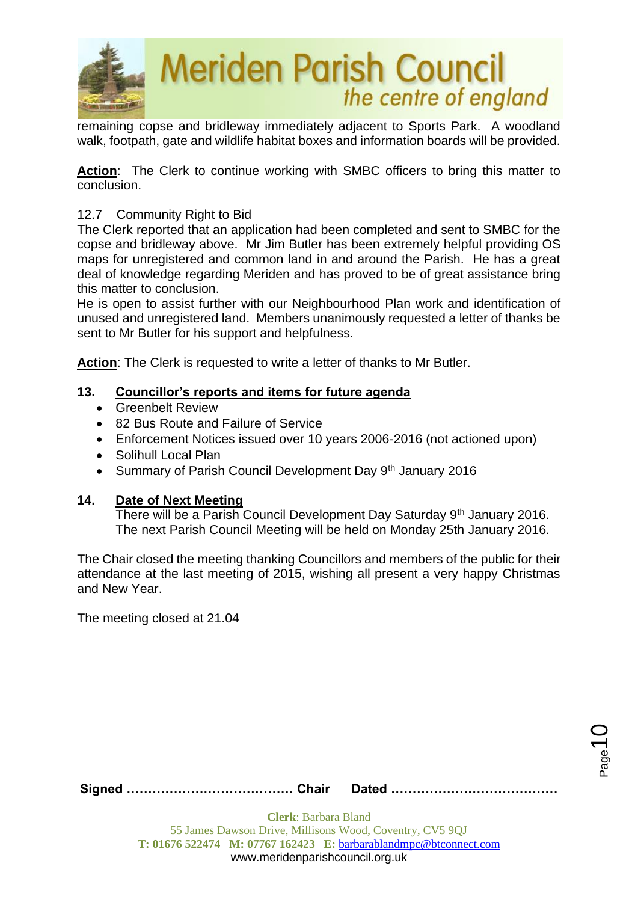remaining copse and bridleway immediately adjacent to Sports Park. A woodland walk, footpath, gate and wildlife habitat boxes and information boards will be provided.

**Action**: The Clerk to continue working with SMBC officers to bring this matter to conclusion.

12.7 Community Right to Bid

The Clerk reported that an application had been completed and sent to SMBC for the copse and bridleway above. Mr Jim Butler has been extremely helpful providing OS maps for unregistered and common land in and around the Parish. He has a great deal of knowledge regarding Meriden and has proved to be of great assistance bring this matter to conclusion.

He is open to assist further with our Neighbourhood Plan work and identification of unused and unregistered land. Members unanimously requested a letter of thanks be sent to Mr Butler for his support and helpfulness.

**Action**: The Clerk is requested to write a letter of thanks to Mr Butler.

## 13. Councillor's reports and items for future agenda

- Greenbelt Review
- 82 Bus Route and Failure of Service
- Enforcement Notices issued over 10 years 2006-2016 (not actioned upon)
- Solihull Local Plan
- Summary of Parish Council Development Day 9th January 2016

## 14. Date of Next Meeting

There will be a Parish Council Development Day Saturday 9th January 2016.
The next Parish Council Meeting will be held on Monday 25th January 2016.

The Chair closed the meeting thanking Councillors and members of the public for their attendance at the last meeting of 2015, wishing all present a very happy Christmas and New Year.

The meeting closed at 21.04

**Signed ………………………………… Chair Dated …………………………………**